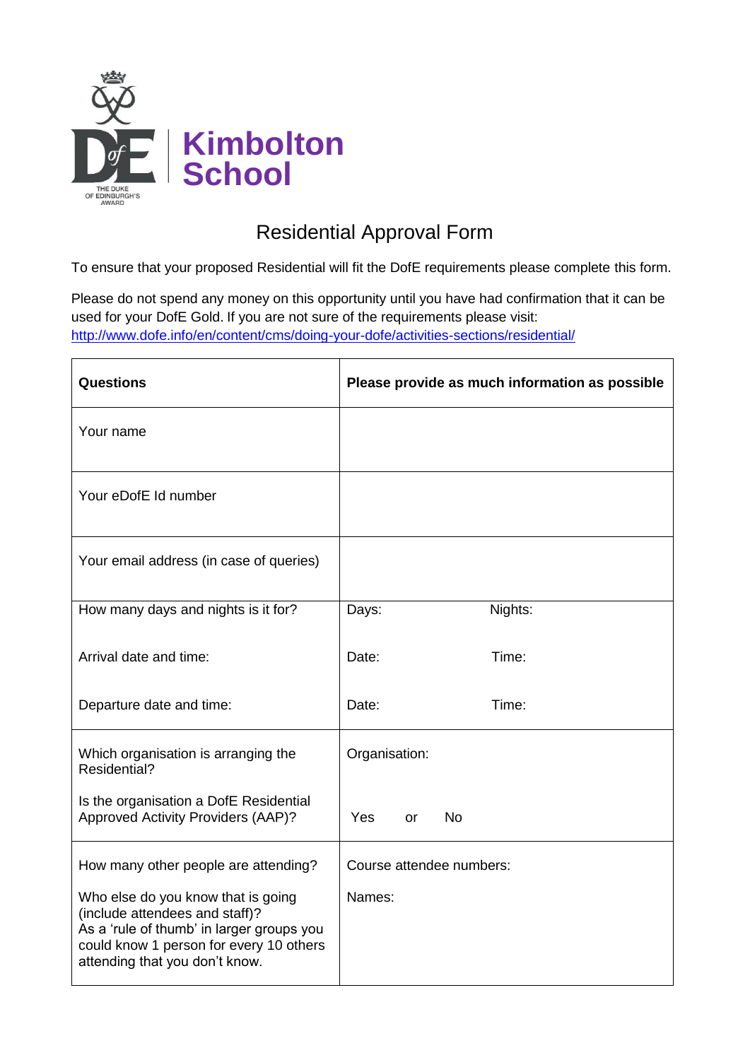Kimbolton School

# Residential Approval Form

To ensure that your proposed Residential will fit the DofE requirements please complete this form.

Please do not spend any money on this opportunity until you have had confirmation that it can be used for your DofE Gold. If you are not sure of the requirements please visit: http://www.dofe.info/en/content/cms/doing-your-dofe/activities-sections/residential/

| **Questions** | **Please provide as much information as possible** |
|---|---|
| Your name | |
| Your eDofE Id number | |
| Your email address (in case of queries) | |
| How many days and nights is it for?<br><br>Arrival date and time:<br><br>Departure date and time: | Days: Nights:<br><br>Date: Time:<br><br>Date: Time: |
| Which organisation is arranging the Residential?<br><br>Is the organisation a DofE Residential Approved Activity Providers (AAP)? | Organisation:<br><br>Yes or No |
| How many other people are attending?<br><br>Who else do you know that is going (include attendees and staff)?<br>As a 'rule of thumb' in larger groups you could know 1 person for every 10 others attending that you don't know. | Course attendee numbers:<br><br>Names: |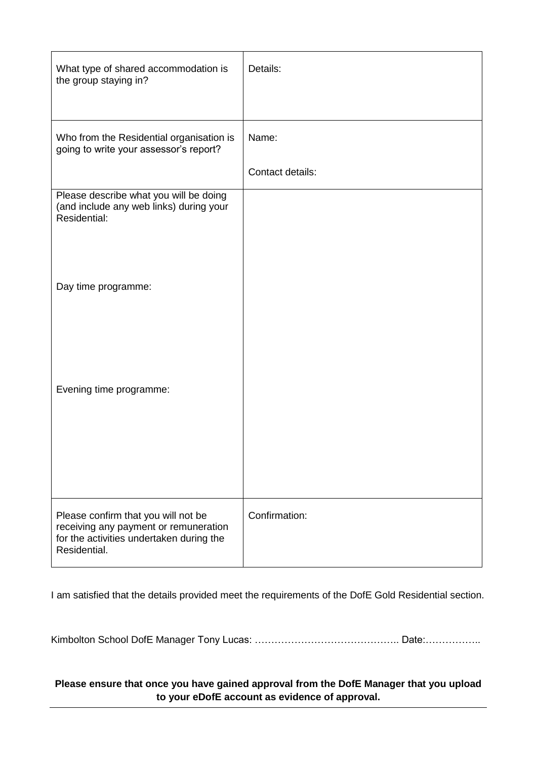| | |
|---|---|
| What type of shared accommodation is the group staying in? | Details: |
| Who from the Residential organisation is going to write your assessor's report? | Name:<br><br>Contact details: |
| Please describe what you will be doing (and include any web links) during your Residential:<br><br>Day time programme:<br><br>Evening time programme: | |
| Please confirm that you will not be receiving any payment or remuneration for the activities undertaken during the Residential. | Confirmation: |

I am satisfied that the details provided meet the requirements of the DofE Gold Residential section.

Kimbolton School DofE Manager Tony Lucas: …………………………………….. Date:……………..

**Please ensure that once you have gained approval from the DofE Manager that you upload to your eDofE account as evidence of approval.**